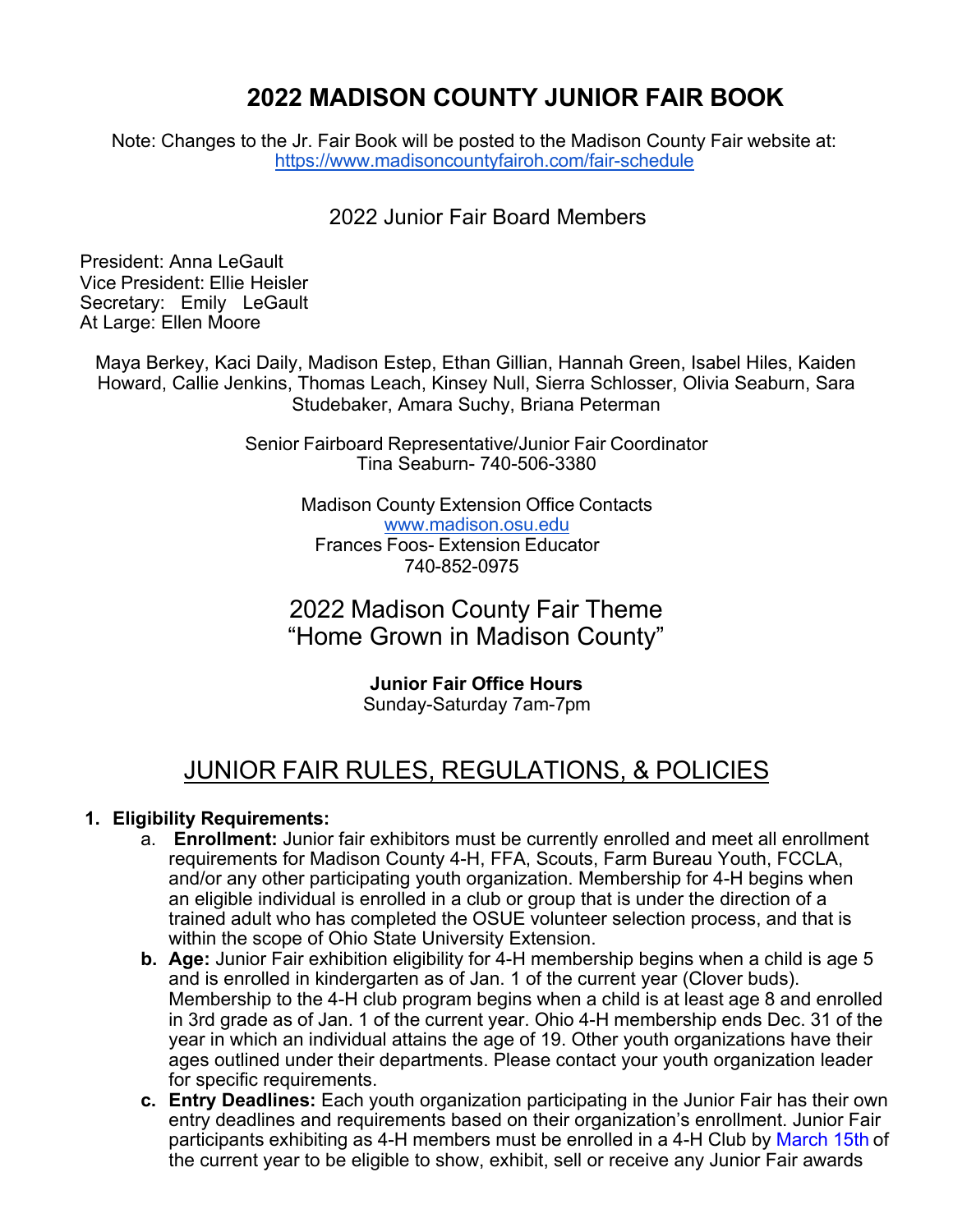# 2022 MADISON COUNTY JUNIOR FAIR BOOK

Note: Changes to the Jr. Fair Book will be posted to the Madison County Fair website at: https://www.madisoncountyfairoh.com/fair-schedule

## 2022 Junior Fair Board Members

President: Anna LeGault
Vice President: Ellie Heisler
Secretary: Emily LeGault
At Large: Ellen Moore

Maya Berkey, Kaci Daily, Madison Estep, Ethan Gillian, Hannah Green, Isabel Hiles, Kaiden Howard, Callie Jenkins, Thomas Leach, Kinsey Null, Sierra Schlosser, Olivia Seaburn, Sara Studebaker, Amara Suchy, Briana Peterman

Senior Fairboard Representative/Junior Fair Coordinator
Tina Seaburn- 740-506-3380

Madison County Extension Office Contacts
www.madison.osu.edu
Frances Foos- Extension Educator
740-852-0975

## 2022 Madison County Fair Theme
## "Home Grown in Madison County"

**Junior Fair Office Hours**
Sunday-Saturday 7am-7pm

## JUNIOR FAIR RULES, REGULATIONS, & POLICIES

1. **Eligibility Requirements:**
   a. **Enrollment:** Junior fair exhibitors must be currently enrolled and meet all enrollment requirements for Madison County 4-H, FFA, Scouts, Farm Bureau Youth, FCCLA, and/or any other participating youth organization. Membership for 4-H begins when an eligible individual is enrolled in a club or group that is under the direction of a trained adult who has completed the OSUE volunteer selection process, and that is within the scope of Ohio State University Extension.
   b. **Age:** Junior Fair exhibition eligibility for 4-H membership begins when a child is age 5 and is enrolled in kindergarten as of Jan. 1 of the current year (Clover buds). Membership to the 4-H club program begins when a child is at least age 8 and enrolled in 3rd grade as of Jan. 1 of the current year. Ohio 4-H membership ends Dec. 31 of the year in which an individual attains the age of 19. Other youth organizations have their ages outlined under their departments. Please contact your youth organization leader for specific requirements.
   c. **Entry Deadlines:** Each youth organization participating in the Junior Fair has their own entry deadlines and requirements based on their organization's enrollment. Junior Fair participants exhibiting as 4-H members must be enrolled in a 4-H Club by March 15th of the current year to be eligible to show, exhibit, sell or receive any Junior Fair awards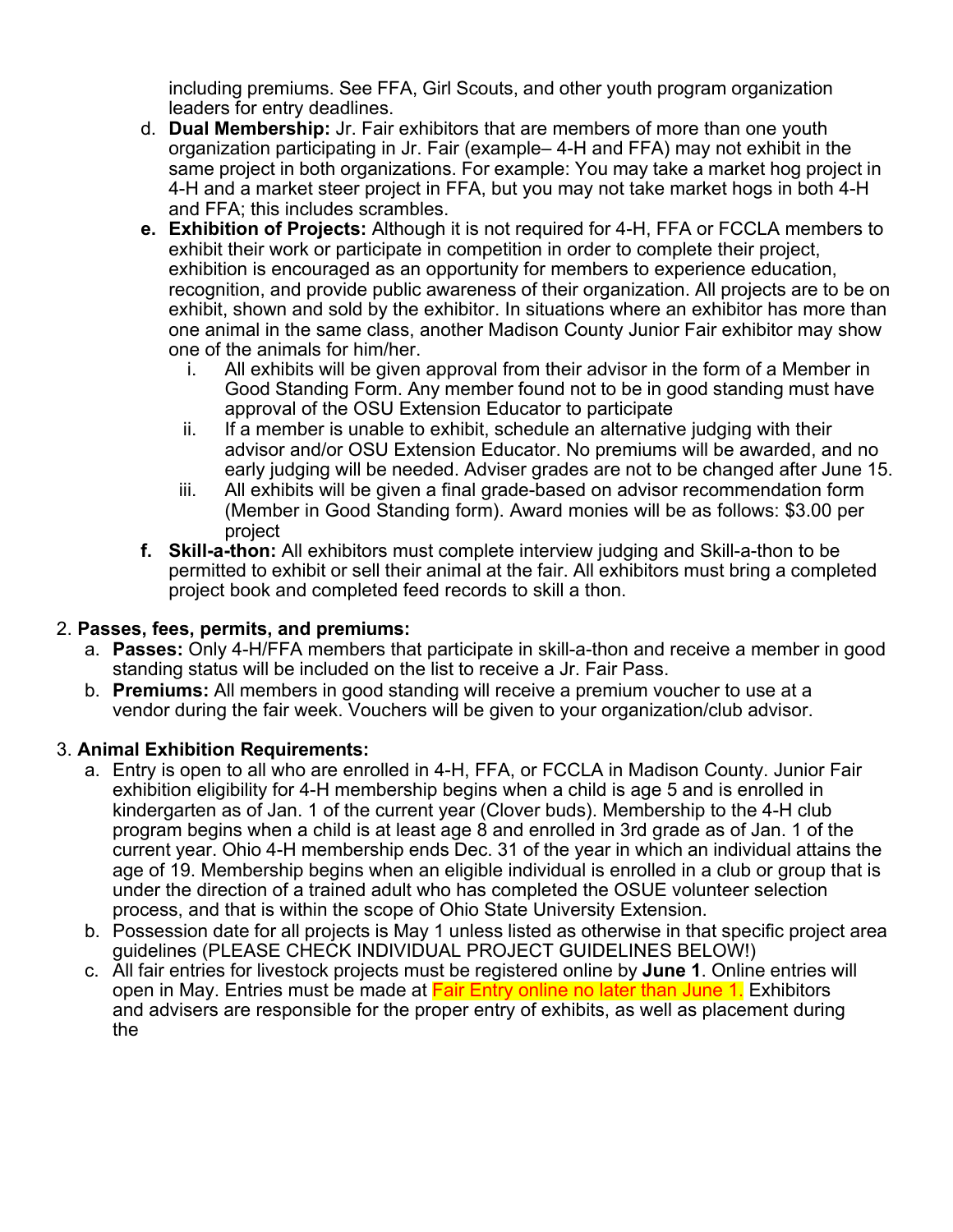including premiums. See FFA, Girl Scouts, and other youth program organization leaders for entry deadlines.

d. **Dual Membership:** Jr. Fair exhibitors that are members of more than one youth organization participating in Jr. Fair (example– 4-H and FFA) may not exhibit in the same project in both organizations. For example: You may take a market hog project in 4-H and a market steer project in FFA, but you may not take market hogs in both 4-H and FFA; this includes scrambles.

e. **Exhibition of Projects:** Although it is not required for 4-H, FFA or FCCLA members to exhibit their work or participate in competition in order to complete their project, exhibition is encouraged as an opportunity for members to experience education, recognition, and provide public awareness of their organization. All projects are to be on exhibit, shown and sold by the exhibitor. In situations where an exhibitor has more than one animal in the same class, another Madison County Junior Fair exhibitor may show one of the animals for him/her.

   i. All exhibits will be given approval from their advisor in the form of a Member in Good Standing Form. Any member found not to be in good standing must have approval of the OSU Extension Educator to participate

   ii. If a member is unable to exhibit, schedule an alternative judging with their advisor and/or OSU Extension Educator. No premiums will be awarded, and no early judging will be needed. Adviser grades are not to be changed after June 15.

   iii. All exhibits will be given a final grade-based on advisor recommendation form (Member in Good Standing form). Award monies will be as follows: $3.00 per project

f. **Skill-a-thon:** All exhibitors must complete interview judging and Skill-a-thon to be permitted to exhibit or sell their animal at the fair. All exhibitors must bring a completed project book and completed feed records to skill a thon.

2. **Passes, fees, permits, and premiums:**

   a. **Passes:** Only 4-H/FFA members that participate in skill-a-thon and receive a member in good standing status will be included on the list to receive a Jr. Fair Pass.

   b. **Premiums:** All members in good standing will receive a premium voucher to use at a vendor during the fair week. Vouchers will be given to your organization/club advisor.

3. **Animal Exhibition Requirements:**

   a. Entry is open to all who are enrolled in 4-H, FFA, or FCCLA in Madison County. Junior Fair exhibition eligibility for 4-H membership begins when a child is age 5 and is enrolled in kindergarten as of Jan. 1 of the current year (Clover buds). Membership to the 4-H club program begins when a child is at least age 8 and enrolled in 3rd grade as of Jan. 1 of the current year. Ohio 4-H membership ends Dec. 31 of the year in which an individual attains the age of 19. Membership begins when an eligible individual is enrolled in a club or group that is under the direction of a trained adult who has completed the OSUE volunteer selection process, and that is within the scope of Ohio State University Extension.

   b. Possession date for all projects is May 1 unless listed as otherwise in that specific project area guidelines (PLEASE CHECK INDIVIDUAL PROJECT GUIDELINES BELOW!)

   c. All fair entries for livestock projects must be registered online by **June 1**. Online entries will open in May. Entries must be made at Fair Entry online no later than June 1. Exhibitors and advisers are responsible for the proper entry of exhibits, as well as placement during the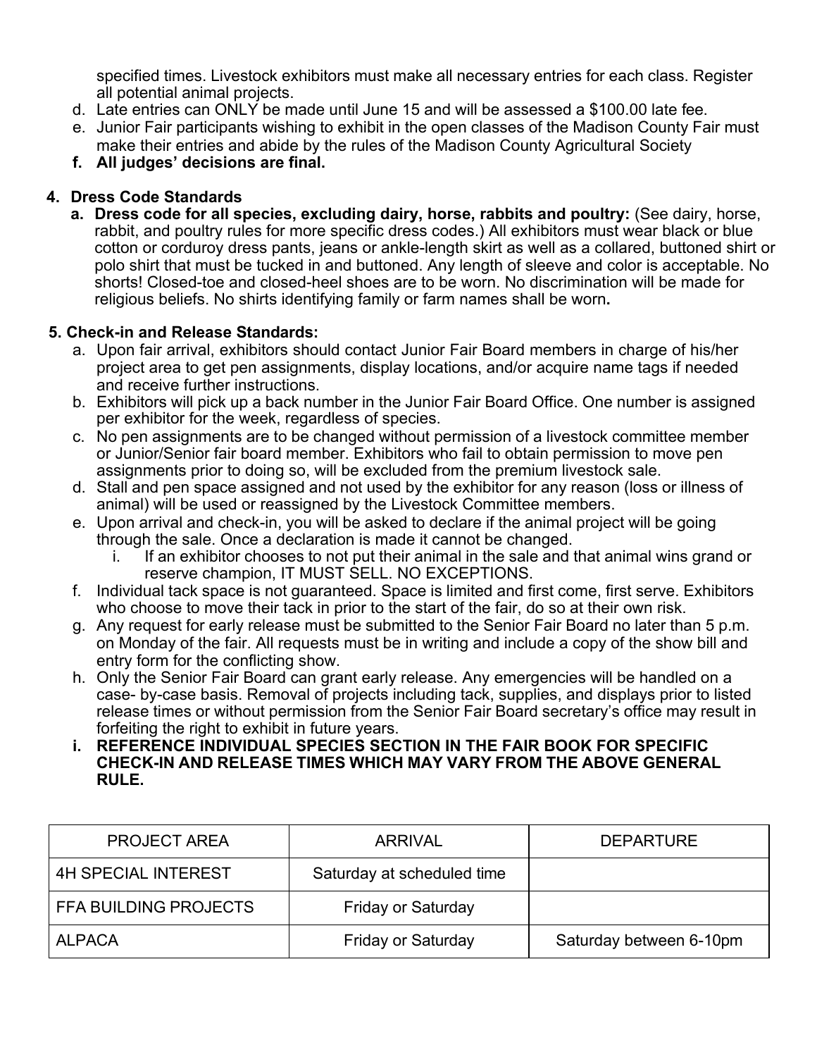specified times. Livestock exhibitors must make all necessary entries for each class. Register all potential animal projects.

d. Late entries can ONLY be made until June 15 and will be assessed a $100.00 late fee.

e. Junior Fair participants wishing to exhibit in the open classes of the Madison County Fair must make their entries and abide by the rules of the Madison County Agricultural Society

f. **All judges' decisions are final.**

## 4. Dress Code Standards

a. **Dress code for all species, excluding dairy, horse, rabbits and poultry:** (See dairy, horse, rabbit, and poultry rules for more specific dress codes.) All exhibitors must wear black or blue cotton or corduroy dress pants, jeans or ankle-length skirt as well as a collared, buttoned shirt or polo shirt that must be tucked in and buttoned. Any length of sleeve and color is acceptable. No shorts! Closed-toe and closed-heel shoes are to be worn. No discrimination will be made for religious beliefs. No shirts identifying family or farm names shall be worn**.**

## 5. Check-in and Release Standards:

a. Upon fair arrival, exhibitors should contact Junior Fair Board members in charge of his/her project area to get pen assignments, display locations, and/or acquire name tags if needed and receive further instructions.

b. Exhibitors will pick up a back number in the Junior Fair Board Office. One number is assigned per exhibitor for the week, regardless of species.

c. No pen assignments are to be changed without permission of a livestock committee member or Junior/Senior fair board member. Exhibitors who fail to obtain permission to move pen assignments prior to doing so, will be excluded from the premium livestock sale.

d. Stall and pen space assigned and not used by the exhibitor for any reason (loss or illness of animal) will be used or reassigned by the Livestock Committee members.

e. Upon arrival and check-in, you will be asked to declare if the animal project will be going through the sale. Once a declaration is made it cannot be changed.

   i. If an exhibitor chooses to not put their animal in the sale and that animal wins grand or reserve champion, IT MUST SELL. NO EXCEPTIONS.

f. Individual tack space is not guaranteed. Space is limited and first come, first serve. Exhibitors who choose to move their tack in prior to the start of the fair, do so at their own risk.

g. Any request for early release must be submitted to the Senior Fair Board no later than 5 p.m. on Monday of the fair. All requests must be in writing and include a copy of the show bill and entry form for the conflicting show.

h. Only the Senior Fair Board can grant early release. Any emergencies will be handled on a case- by-case basis. Removal of projects including tack, supplies, and displays prior to listed release times or without permission from the Senior Fair Board secretary's office may result in forfeiting the right to exhibit in future years.

i. **REFERENCE INDIVIDUAL SPECIES SECTION IN THE FAIR BOOK FOR SPECIFIC CHECK-IN AND RELEASE TIMES WHICH MAY VARY FROM THE ABOVE GENERAL RULE.**

| PROJECT AREA | ARRIVAL | DEPARTURE |
|---|---|---|
| 4H SPECIAL INTEREST | Saturday at scheduled time | |
| FFA BUILDING PROJECTS | Friday or Saturday | |
| ALPACA | Friday or Saturday | Saturday between 6-10pm |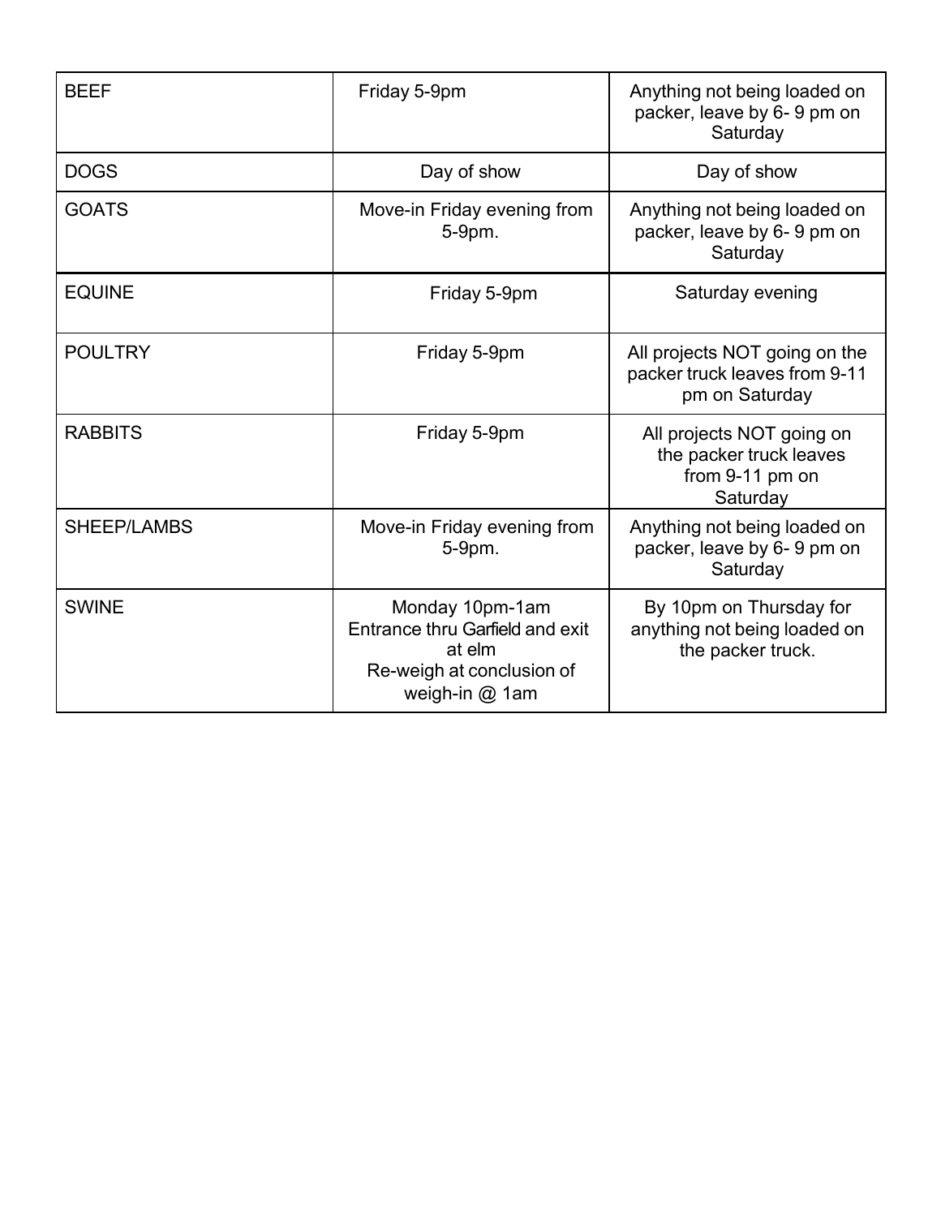| | | |
|---|---|---|
| BEEF | Friday 5-9pm | Anything not being loaded on packer, leave by 6- 9 pm on Saturday |
| DOGS | Day of show | Day of show |
| GOATS | Move-in Friday evening from 5-9pm. | Anything not being loaded on packer, leave by 6- 9 pm on Saturday |
| EQUINE | Friday 5-9pm | Saturday evening |
| POULTRY | Friday 5-9pm | All projects NOT going on the packer truck leaves from 9-11 pm on Saturday |
| RABBITS | Friday 5-9pm | All projects NOT going on the packer truck leaves from 9-11 pm on Saturday |
| SHEEP/LAMBS | Move-in Friday evening from 5-9pm. | Anything not being loaded on packer, leave by 6- 9 pm on Saturday |
| SWINE | Monday 10pm-1am<br>Entrance thru Garfield and exit at elm<br>Re-weigh at conclusion of weigh-in @ 1am | By 10pm on Thursday for anything not being loaded on the packer truck. |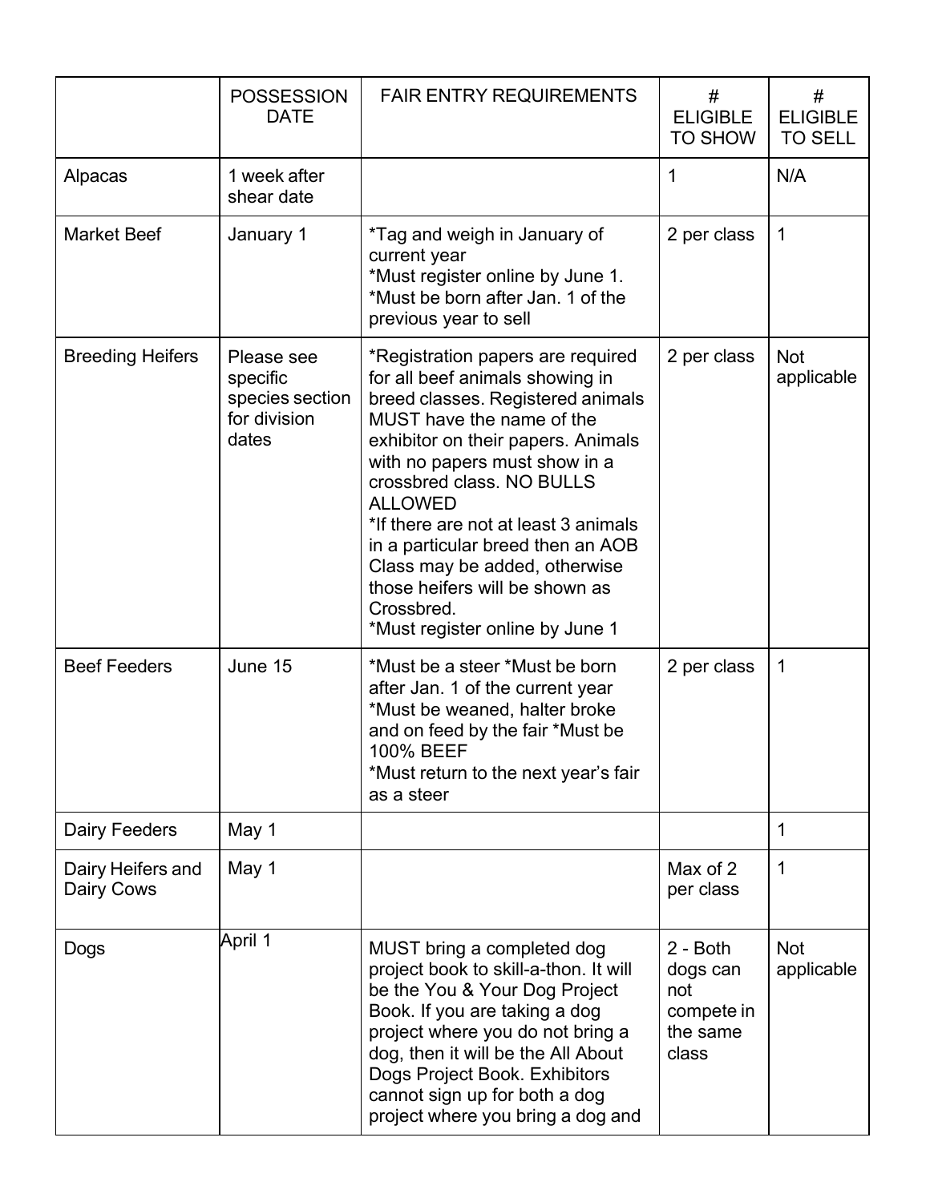| | POSSESSION DATE | FAIR ENTRY REQUIREMENTS | # ELIGIBLE TO SHOW | # ELIGIBLE TO SELL |
|---|---|---|---|---|
| Alpacas | 1 week after shear date | | 1 | N/A |
| Market Beef | January 1 | *Tag and weigh in January of current year<br>*Must register online by June 1.<br>*Must be born after Jan. 1 of the previous year to sell | 2 per class | 1 |
| Breeding Heifers | Please see specific species section for division dates | *Registration papers are required for all beef animals showing in breed classes. Registered animals MUST have the name of the exhibitor on their papers. Animals with no papers must show in a crossbred class. NO BULLS ALLOWED<br>*If there are not at least 3 animals in a particular breed then an AOB Class may be added, otherwise those heifers will be shown as Crossbred.<br>*Must register online by June 1 | 2 per class | Not applicable |
| Beef Feeders | June 15 | *Must be a steer *Must be born after Jan. 1 of the current year<br>*Must be weaned, halter broke and on feed by the fair *Must be 100% BEEF<br>*Must return to the next year's fair as a steer | 2 per class | 1 |
| Dairy Feeders | May 1 | | | 1 |
| Dairy Heifers and Dairy Cows | May 1 | | Max of 2 per class | 1 |
| Dogs | April 1 | MUST bring a completed dog project book to skill-a-thon. It will be the You & Your Dog Project Book. If you are taking a dog project where you do not bring a dog, then it will be the All About Dogs Project Book. Exhibitors cannot sign up for both a dog project where you bring a dog and | 2 - Both dogs can not compete in the same class | Not applicable |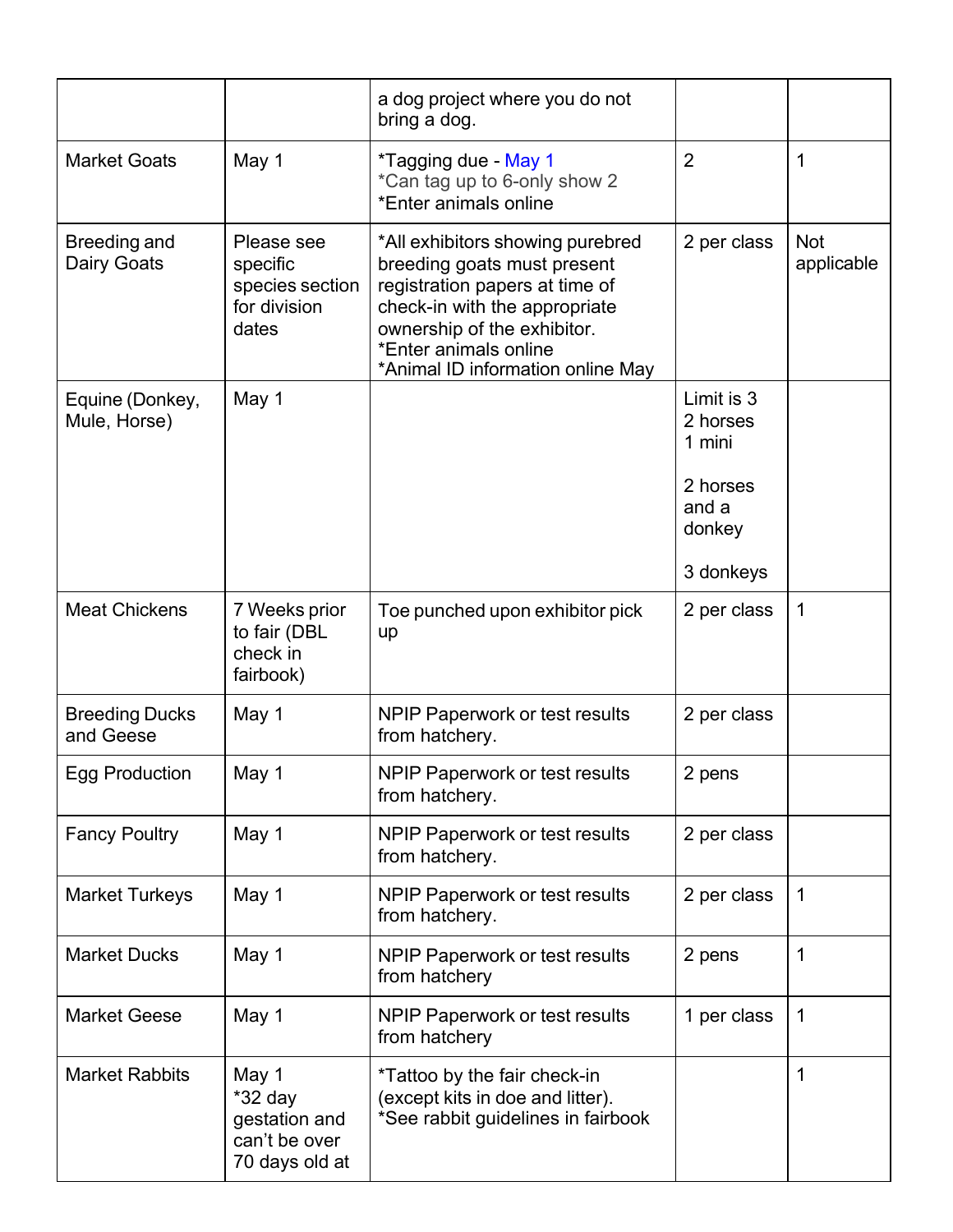| | | | | |
|---|---|---|---|---|
| | | a dog project where you do not bring a dog. | | |
| Market Goats | May 1 | *Tagging due - May 1<br>*Can tag up to 6-only show 2<br>*Enter animals online | 2 | 1 |
| Breeding and Dairy Goats | Please see specific species section for division dates | *All exhibitors showing purebred breeding goats must present registration papers at time of check-in with the appropriate ownership of the exhibitor.<br>*Enter animals online<br>*Animal ID information online May | 2 per class | Not applicable |
| Equine (Donkey, Mule, Horse) | May 1 | | Limit is 3<br>2 horses<br>1 mini<br><br>2 horses and a donkey<br><br>3 donkeys | |
| Meat Chickens | 7 Weeks prior to fair (DBL check in fairbook) | Toe punched upon exhibitor pick up | 2 per class | 1 |
| Breeding Ducks and Geese | May 1 | NPIP Paperwork or test results from hatchery. | 2 per class | |
| Egg Production | May 1 | NPIP Paperwork or test results from hatchery. | 2 pens | |
| Fancy Poultry | May 1 | NPIP Paperwork or test results from hatchery. | 2 per class | |
| Market Turkeys | May 1 | NPIP Paperwork or test results from hatchery. | 2 per class | 1 |
| Market Ducks | May 1 | NPIP Paperwork or test results from hatchery | 2 pens | 1 |
| Market Geese | May 1 | NPIP Paperwork or test results from hatchery | 1 per class | 1 |
| Market Rabbits | May 1<br>*32 day gestation and can't be over 70 days old at | *Tattoo by the fair check-in (except kits in doe and litter).<br>*See rabbit guidelines in fairbook | | 1 |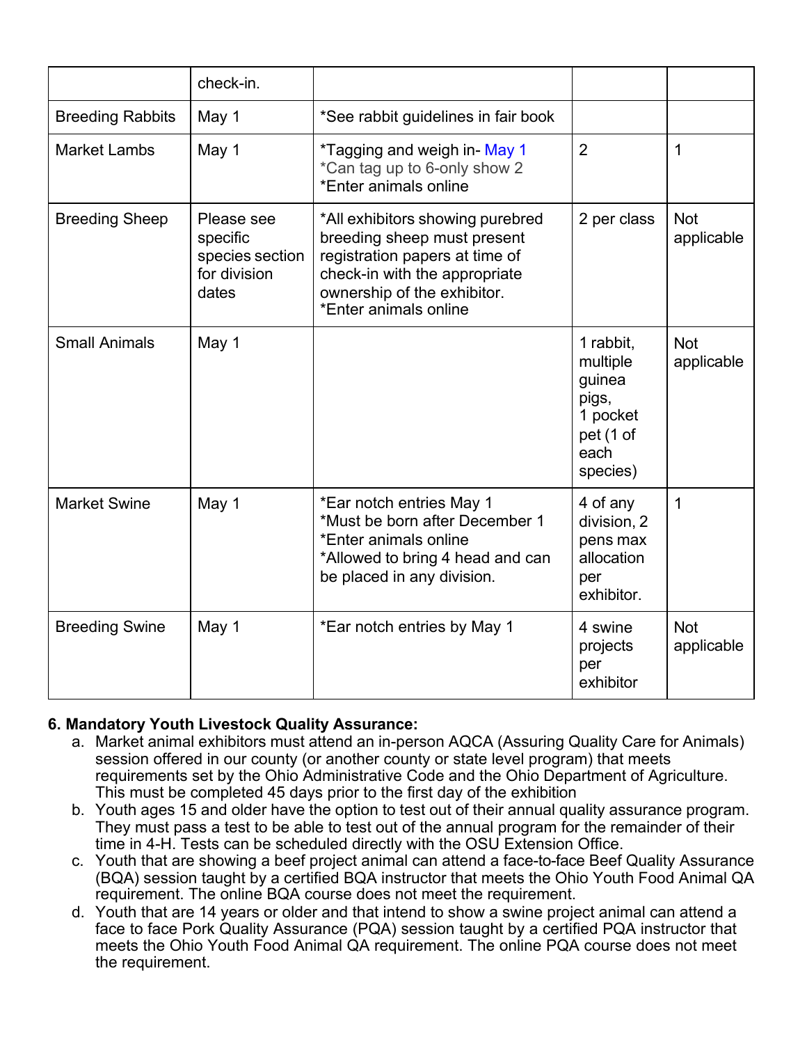| | | | | |
|---|---|---|---|---|
| | check-in. | | | |
| Breeding Rabbits | May 1 | *See rabbit guidelines in fair book | | |
| Market Lambs | May 1 | *Tagging and weigh in- May 1<br>*Can tag up to 6-only show 2<br>*Enter animals online | 2 | 1 |
| Breeding Sheep | Please see specific species section for division dates | *All exhibitors showing purebred breeding sheep must present registration papers at time of check-in with the appropriate ownership of the exhibitor.<br>*Enter animals online | 2 per class | Not applicable |
| Small Animals | May 1 | | 1 rabbit, multiple guinea pigs, 1 pocket pet (1 of each species) | Not applicable |
| Market Swine | May 1 | *Ear notch entries May 1<br>*Must be born after December 1<br>*Enter animals online<br>*Allowed to bring 4 head and can be placed in any division. | 4 of any division, 2 pens max allocation per exhibitor. | 1 |
| Breeding Swine | May 1 | *Ear notch entries by May 1 | 4 swine projects per exhibitor | Not applicable |

**6. Mandatory Youth Livestock Quality Assurance:**

a. Market animal exhibitors must attend an in-person AQCA (Assuring Quality Care for Animals) session offered in our county (or another county or state level program) that meets requirements set by the Ohio Administrative Code and the Ohio Department of Agriculture. This must be completed 45 days prior to the first day of the exhibition

b. Youth ages 15 and older have the option to test out of their annual quality assurance program. They must pass a test to be able to test out of the annual program for the remainder of their time in 4-H. Tests can be scheduled directly with the OSU Extension Office.

c. Youth that are showing a beef project animal can attend a face-to-face Beef Quality Assurance (BQA) session taught by a certified BQA instructor that meets the Ohio Youth Food Animal QA requirement. The online BQA course does not meet the requirement.

d. Youth that are 14 years or older and that intend to show a swine project animal can attend a face to face Pork Quality Assurance (PQA) session taught by a certified PQA instructor that meets the Ohio Youth Food Animal QA requirement. The online PQA course does not meet the requirement.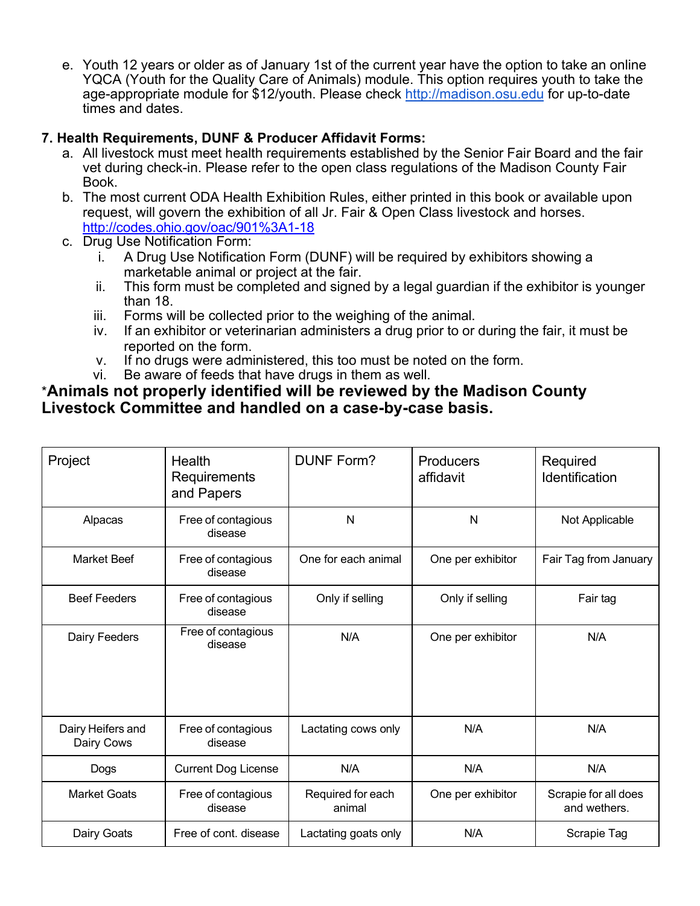e. Youth 12 years or older as of January 1st of the current year have the option to take an online YQCA (Youth for the Quality Care of Animals) module. This option requires youth to take the age-appropriate module for $12/youth. Please check http://madison.osu.edu for up-to-date times and dates.

**7. Health Requirements, DUNF & Producer Affidavit Forms:**

a. All livestock must meet health requirements established by the Senior Fair Board and the fair vet during check-in. Please refer to the open class regulations of the Madison County Fair Book.

b. The most current ODA Health Exhibition Rules, either printed in this book or available upon request, will govern the exhibition of all Jr. Fair & Open Class livestock and horses. http://codes.ohio.gov/oac/901%3A1-18

c. Drug Use Notification Form:
   i. A Drug Use Notification Form (DUNF) will be required by exhibitors showing a marketable animal or project at the fair.
   ii. This form must be completed and signed by a legal guardian if the exhibitor is younger than 18.
   iii. Forms will be collected prior to the weighing of the animal.
   iv. If an exhibitor or veterinarian administers a drug prior to or during the fair, it must be reported on the form.
   v. If no drugs were administered, this too must be noted on the form.
   vi. Be aware of feeds that have drugs in them as well.

\***Animals not properly identified will be reviewed by the Madison County Livestock Committee and handled on a case-by-case basis.**

| Project | Health Requirements and Papers | DUNF Form? | Producers affidavit | Required Identification |
|---|---|---|---|---|
| Alpacas | Free of contagious disease | N | N | Not Applicable |
| Market Beef | Free of contagious disease | One for each animal | One per exhibitor | Fair Tag from January |
| Beef Feeders | Free of contagious disease | Only if selling | Only if selling | Fair tag |
| Dairy Feeders | Free of contagious disease | N/A | One per exhibitor | N/A |
| Dairy Heifers and Dairy Cows | Free of contagious disease | Lactating cows only | N/A | N/A |
| Dogs | Current Dog License | N/A | N/A | N/A |
| Market Goats | Free of contagious disease | Required for each animal | One per exhibitor | Scrapie for all does and wethers. |
| Dairy Goats | Free of cont. disease | Lactating goats only | N/A | Scrapie Tag |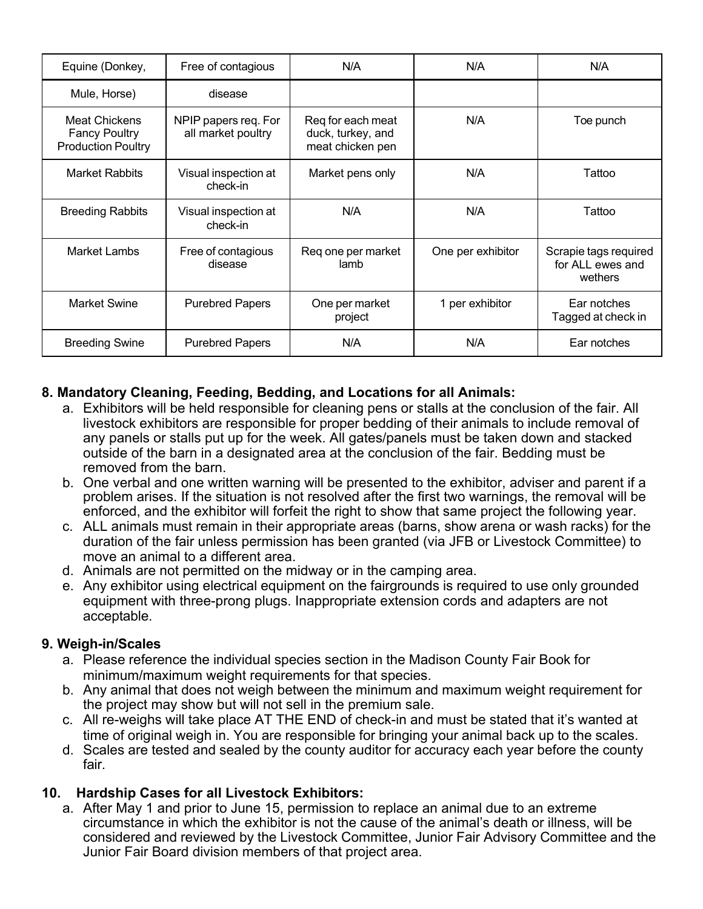| | | | | |
|---|---|---|---|---|
| Equine (Donkey, | Free of contagious | N/A | N/A | N/A |
| Mule, Horse) | disease | | | |
| Meat Chickens Fancy Poultry Production Poultry | NPIP papers req. For all market poultry | Req for each meat duck, turkey, and meat chicken pen | N/A | Toe punch |
| Market Rabbits | Visual inspection at check-in | Market pens only | N/A | Tattoo |
| Breeding Rabbits | Visual inspection at check-in | N/A | N/A | Tattoo |
| Market Lambs | Free of contagious disease | Req one per market lamb | One per exhibitor | Scrapie tags required for ALL ewes and wethers |
| Market Swine | Purebred Papers | One per market project | 1 per exhibitor | Ear notches Tagged at check in |
| Breeding Swine | Purebred Papers | N/A | N/A | Ear notches |

### 8. Mandatory Cleaning, Feeding, Bedding, and Locations for all Animals:

a. Exhibitors will be held responsible for cleaning pens or stalls at the conclusion of the fair. All livestock exhibitors are responsible for proper bedding of their animals to include removal of any panels or stalls put up for the week. All gates/panels must be taken down and stacked outside of the barn in a designated area at the conclusion of the fair. Bedding must be removed from the barn.

b. One verbal and one written warning will be presented to the exhibitor, adviser and parent if a problem arises. If the situation is not resolved after the first two warnings, the removal will be enforced, and the exhibitor will forfeit the right to show that same project the following year.

c. ALL animals must remain in their appropriate areas (barns, show arena or wash racks) for the duration of the fair unless permission has been granted (via JFB or Livestock Committee) to move an animal to a different area.

d. Animals are not permitted on the midway or in the camping area.

e. Any exhibitor using electrical equipment on the fairgrounds is required to use only grounded equipment with three-prong plugs. Inappropriate extension cords and adapters are not acceptable.

### 9. Weigh-in/Scales

a. Please reference the individual species section in the Madison County Fair Book for minimum/maximum weight requirements for that species.

b. Any animal that does not weigh between the minimum and maximum weight requirement for the project may show but will not sell in the premium sale.

c. All re-weighs will take place AT THE END of check-in and must be stated that it's wanted at time of original weigh in. You are responsible for bringing your animal back up to the scales.

d. Scales are tested and sealed by the county auditor for accuracy each year before the county fair.

### 10. Hardship Cases for all Livestock Exhibitors:

a. After May 1 and prior to June 15, permission to replace an animal due to an extreme circumstance in which the exhibitor is not the cause of the animal's death or illness, will be considered and reviewed by the Livestock Committee, Junior Fair Advisory Committee and the Junior Fair Board division members of that project area.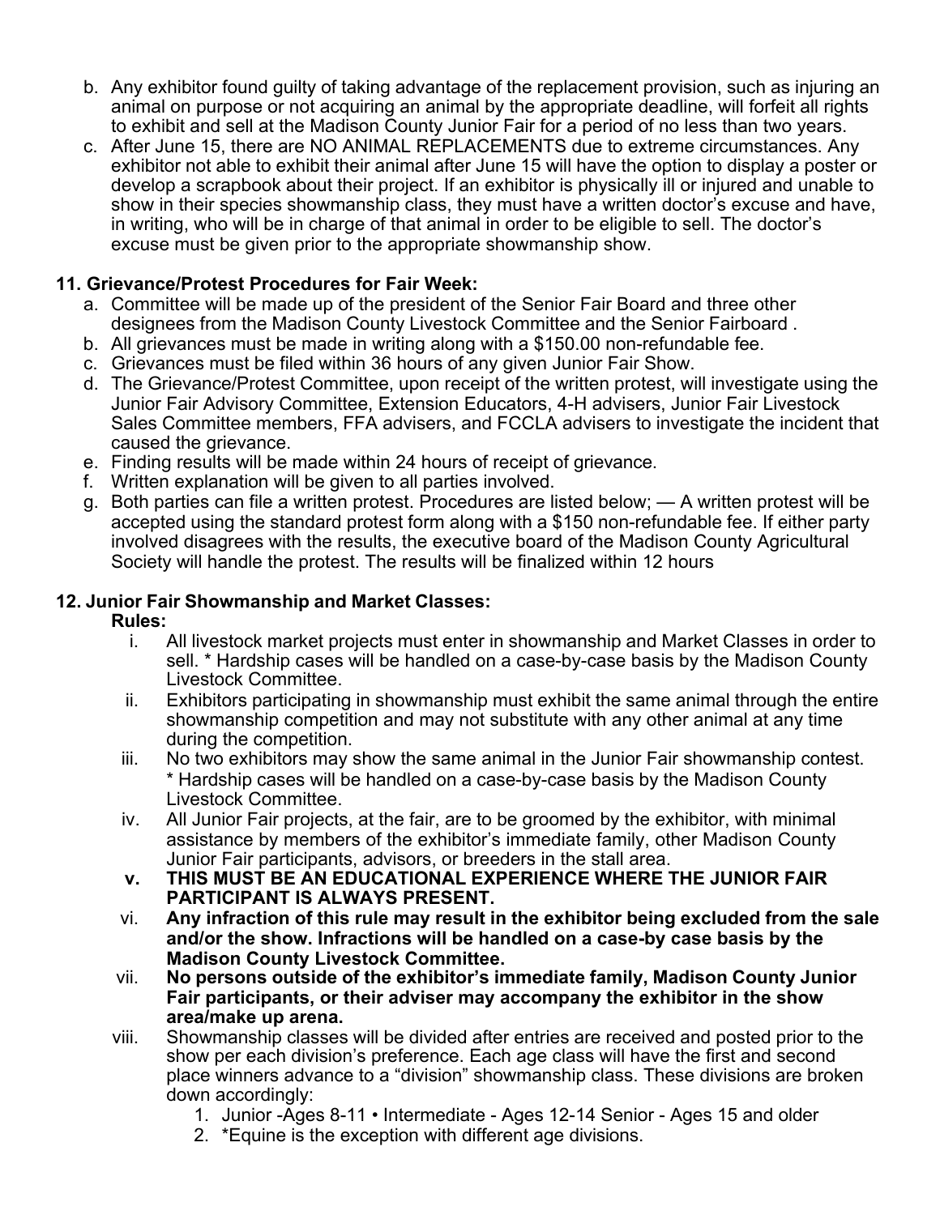b. Any exhibitor found guilty of taking advantage of the replacement provision, such as injuring an animal on purpose or not acquiring an animal by the appropriate deadline, will forfeit all rights to exhibit and sell at the Madison County Junior Fair for a period of no less than two years.

c. After June 15, there are NO ANIMAL REPLACEMENTS due to extreme circumstances. Any exhibitor not able to exhibit their animal after June 15 will have the option to display a poster or develop a scrapbook about their project. If an exhibitor is physically ill or injured and unable to show in their species showmanship class, they must have a written doctor's excuse and have, in writing, who will be in charge of that animal in order to be eligible to sell. The doctor's excuse must be given prior to the appropriate showmanship show.

**11. Grievance/Protest Procedures for Fair Week:**

a. Committee will be made up of the president of the Senior Fair Board and three other designees from the Madison County Livestock Committee and the Senior Fairboard .
b. All grievances must be made in writing along with a $150.00 non-refundable fee.
c. Grievances must be filed within 36 hours of any given Junior Fair Show.
d. The Grievance/Protest Committee, upon receipt of the written protest, will investigate using the Junior Fair Advisory Committee, Extension Educators, 4-H advisers, Junior Fair Livestock Sales Committee members, FFA advisers, and FCCLA advisers to investigate the incident that caused the grievance.
e. Finding results will be made within 24 hours of receipt of grievance.
f. Written explanation will be given to all parties involved.
g. Both parties can file a written protest. Procedures are listed below; — A written protest will be accepted using the standard protest form along with a $150 non-refundable fee. If either party involved disagrees with the results, the executive board of the Madison County Agricultural Society will handle the protest. The results will be finalized within 12 hours

**12. Junior Fair Showmanship and Market Classes:**

**Rules:**

i. All livestock market projects must enter in showmanship and Market Classes in order to sell. * Hardship cases will be handled on a case-by-case basis by the Madison County Livestock Committee.
ii. Exhibitors participating in showmanship must exhibit the same animal through the entire showmanship competition and may not substitute with any other animal at any time during the competition.
iii. No two exhibitors may show the same animal in the Junior Fair showmanship contest. * Hardship cases will be handled on a case-by-case basis by the Madison County Livestock Committee.
iv. All Junior Fair projects, at the fair, are to be groomed by the exhibitor, with minimal assistance by members of the exhibitor's immediate family, other Madison County Junior Fair participants, advisors, or breeders in the stall area.
**v. THIS MUST BE AN EDUCATIONAL EXPERIENCE WHERE THE JUNIOR FAIR PARTICIPANT IS ALWAYS PRESENT.**
vi. **Any infraction of this rule may result in the exhibitor being excluded from the sale and/or the show. Infractions will be handled on a case-by case basis by the Madison County Livestock Committee.**
vii. **No persons outside of the exhibitor's immediate family, Madison County Junior Fair participants, or their adviser may accompany the exhibitor in the show area/make up arena.**
viii. Showmanship classes will be divided after entries are received and posted prior to the show per each division's preference. Each age class will have the first and second place winners advance to a "division" showmanship class. These divisions are broken down accordingly:
   1. Junior -Ages 8-11 • Intermediate - Ages 12-14 Senior - Ages 15 and older
   2. *Equine is the exception with different age divisions.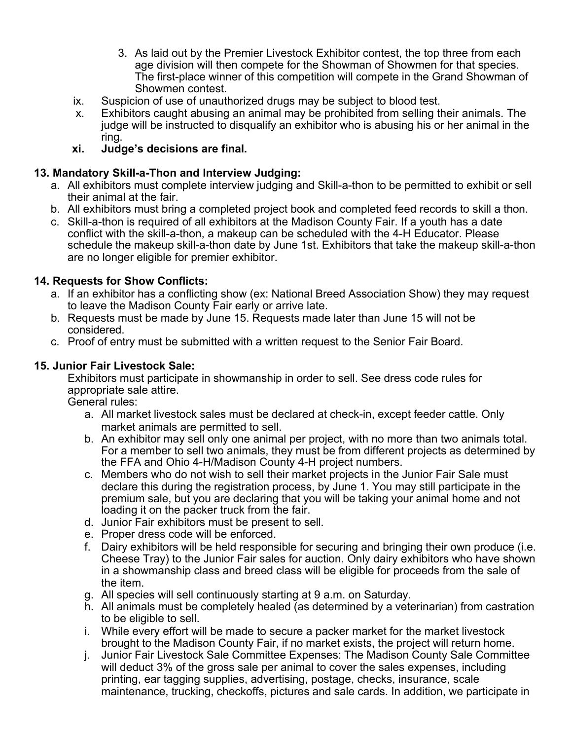3. As laid out by the Premier Livestock Exhibitor contest, the top three from each age division will then compete for the Showman of Showmen for that species. The first-place winner of this competition will compete in the Grand Showman of Showmen contest.

ix. Suspicion of use of unauthorized drugs may be subject to blood test.

x. Exhibitors caught abusing an animal may be prohibited from selling their animals. The judge will be instructed to disqualify an exhibitor who is abusing his or her animal in the ring.

**xi. Judge's decisions are final.**

### 13. Mandatory Skill-a-Thon and Interview Judging:

a. All exhibitors must complete interview judging and Skill-a-thon to be permitted to exhibit or sell their animal at the fair.

b. All exhibitors must bring a completed project book and completed feed records to skill a thon.

c. Skill-a-thon is required of all exhibitors at the Madison County Fair. If a youth has a date conflict with the skill-a-thon, a makeup can be scheduled with the 4-H Educator. Please schedule the makeup skill-a-thon date by June 1st. Exhibitors that take the makeup skill-a-thon are no longer eligible for premier exhibitor.

### 14. Requests for Show Conflicts:

a. If an exhibitor has a conflicting show (ex: National Breed Association Show) they may request to leave the Madison County Fair early or arrive late.

b. Requests must be made by June 15. Requests made later than June 15 will not be considered.

c. Proof of entry must be submitted with a written request to the Senior Fair Board.

### 15. Junior Fair Livestock Sale:

Exhibitors must participate in showmanship in order to sell. See dress code rules for appropriate sale attire.

General rules:

a. All market livestock sales must be declared at check-in, except feeder cattle. Only market animals are permitted to sell.

b. An exhibitor may sell only one animal per project, with no more than two animals total. For a member to sell two animals, they must be from different projects as determined by the FFA and Ohio 4-H/Madison County 4-H project numbers.

c. Members who do not wish to sell their market projects in the Junior Fair Sale must declare this during the registration process, by June 1. You may still participate in the premium sale, but you are declaring that you will be taking your animal home and not loading it on the packer truck from the fair.

d. Junior Fair exhibitors must be present to sell.

e. Proper dress code will be enforced.

f. Dairy exhibitors will be held responsible for securing and bringing their own produce (i.e. Cheese Tray) to the Junior Fair sales for auction. Only dairy exhibitors who have shown in a showmanship class and breed class will be eligible for proceeds from the sale of the item.

g. All species will sell continuously starting at 9 a.m. on Saturday.

h. All animals must be completely healed (as determined by a veterinarian) from castration to be eligible to sell.

i. While every effort will be made to secure a packer market for the market livestock brought to the Madison County Fair, if no market exists, the project will return home.

j. Junior Fair Livestock Sale Committee Expenses: The Madison County Sale Committee will deduct 3% of the gross sale per animal to cover the sales expenses, including printing, ear tagging supplies, advertising, postage, checks, insurance, scale maintenance, trucking, checkoffs, pictures and sale cards. In addition, we participate in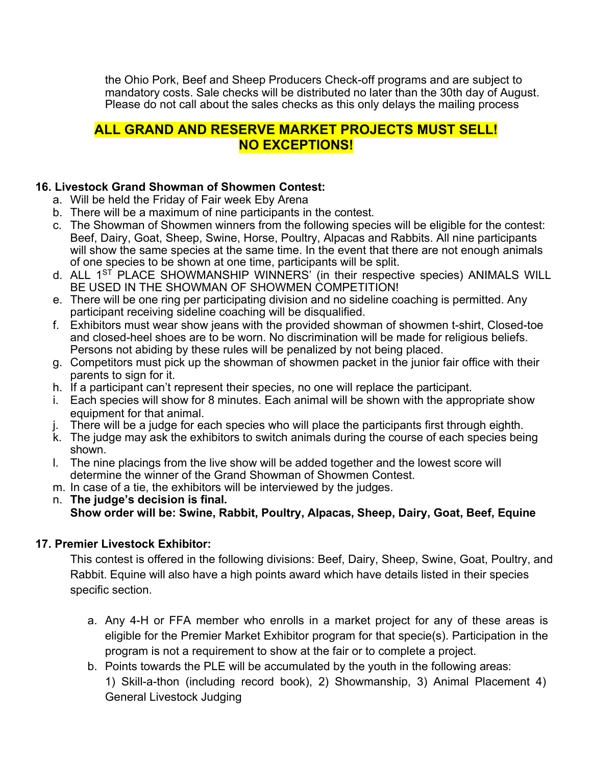the Ohio Pork, Beef and Sheep Producers Check-off programs and are subject to mandatory costs. Sale checks will be distributed no later than the 30th day of August. Please do not call about the sales checks as this only delays the mailing process

**ALL GRAND AND RESERVE MARKET PROJECTS MUST SELL! NO EXCEPTIONS!**

**16. Livestock Grand Showman of Showmen Contest:**

a. Will be held the Friday of Fair week Eby Arena
b. There will be a maximum of nine participants in the contest.
c. The Showman of Showmen winners from the following species will be eligible for the contest: Beef, Dairy, Goat, Sheep, Swine, Horse, Poultry, Alpacas and Rabbits. All nine participants will show the same species at the same time. In the event that there are not enough animals of one species to be shown at one time, participants will be split.
d. ALL 1ST PLACE SHOWMANSHIP WINNERS' (in their respective species) ANIMALS WILL BE USED IN THE SHOWMAN OF SHOWMEN COMPETITION!
e. There will be one ring per participating division and no sideline coaching is permitted. Any participant receiving sideline coaching will be disqualified.
f. Exhibitors must wear show jeans with the provided showman of showmen t-shirt, Closed-toe and closed-heel shoes are to be worn. No discrimination will be made for religious beliefs. Persons not abiding by these rules will be penalized by not being placed.
g. Competitors must pick up the showman of showmen packet in the junior fair office with their parents to sign for it.
h. If a participant can't represent their species, no one will replace the participant.
i. Each species will show for 8 minutes. Each animal will be shown with the appropriate show equipment for that animal.
j. There will be a judge for each species who will place the participants first through eighth.
k. The judge may ask the exhibitors to switch animals during the course of each species being shown.
l. The nine placings from the live show will be added together and the lowest score will determine the winner of the Grand Showman of Showmen Contest.
m. In case of a tie, the exhibitors will be interviewed by the judges.
n. **The judge's decision is final.**
**Show order will be: Swine, Rabbit, Poultry, Alpacas, Sheep, Dairy, Goat, Beef, Equine**

**17. Premier Livestock Exhibitor:**

This contest is offered in the following divisions: Beef, Dairy, Sheep, Swine, Goat, Poultry, and Rabbit. Equine will also have a high points award which have details listed in their species specific section.

a. Any 4-H or FFA member who enrolls in a market project for any of these areas is eligible for the Premier Market Exhibitor program for that specie(s). Participation in the program is not a requirement to show at the fair or to complete a project.
b. Points towards the PLE will be accumulated by the youth in the following areas: 1) Skill-a-thon (including record book), 2) Showmanship, 3) Animal Placement 4) General Livestock Judging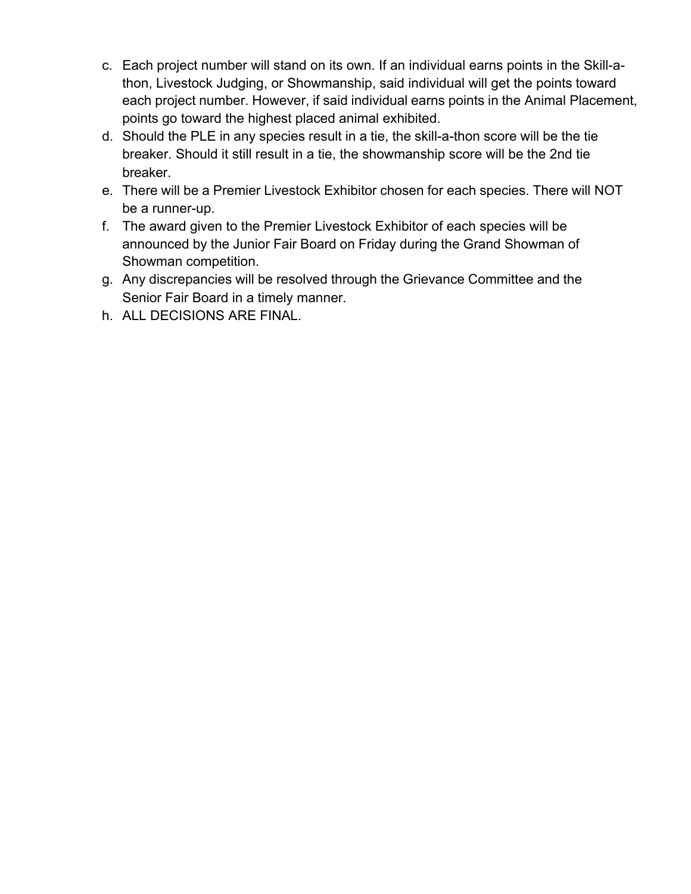c. Each project number will stand on its own. If an individual earns points in the Skill-a-thon, Livestock Judging, or Showmanship, said individual will get the points toward each project number. However, if said individual earns points in the Animal Placement, points go toward the highest placed animal exhibited.
d. Should the PLE in any species result in a tie, the skill-a-thon score will be the tie breaker. Should it still result in a tie, the showmanship score will be the 2nd tie breaker.
e. There will be a Premier Livestock Exhibitor chosen for each species. There will NOT be a runner-up.
f. The award given to the Premier Livestock Exhibitor of each species will be announced by the Junior Fair Board on Friday during the Grand Showman of Showman competition.
g. Any discrepancies will be resolved through the Grievance Committee and the Senior Fair Board in a timely manner.
h. ALL DECISIONS ARE FINAL.